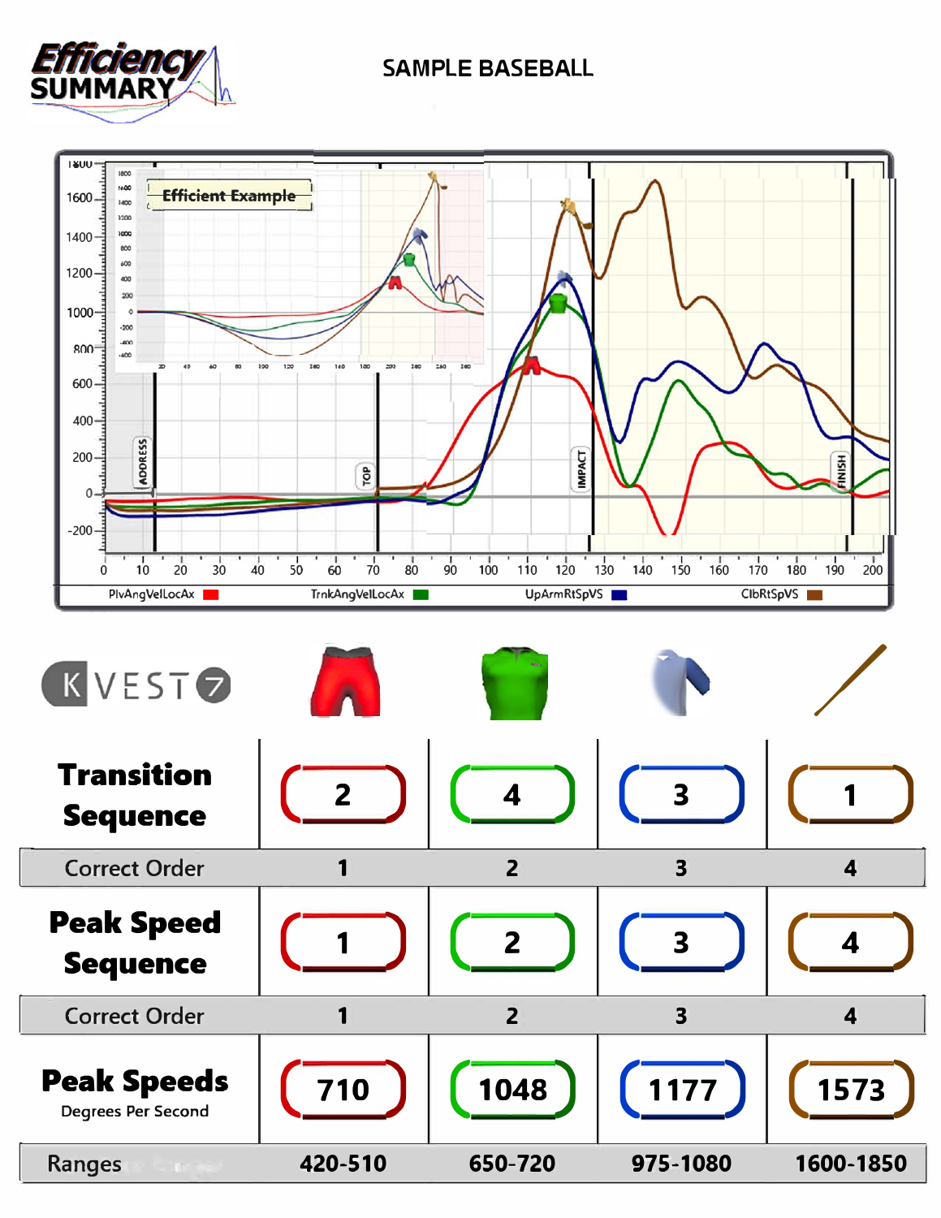# Efficiency SUMMARY

## SAMPLE BASEBALL

Efficient Example

PlvAngVelLocAx | TrnkAngVelLocAx | UpArmRtSpVS | ClbRtSpVS

K VEST 7

| | Pelvis | Trunk | Upper Arm | Club |
|---|---|---|---|---|
| **Transition Sequence** | 2 | 4 | 3 | 1 |
| Correct Order | 1 | 2 | 3 | 4 |
| **Peak Speed Sequence** | 1 | 2 | 3 | 4 |
| Correct Order | 1 | 2 | 3 | 4 |
| **Peak Speeds** Degrees Per Second | 710 | 1048 | 1177 | 1573 |
| Ranges | 420-510 | 650-720 | 975-1080 | 1600-1850 |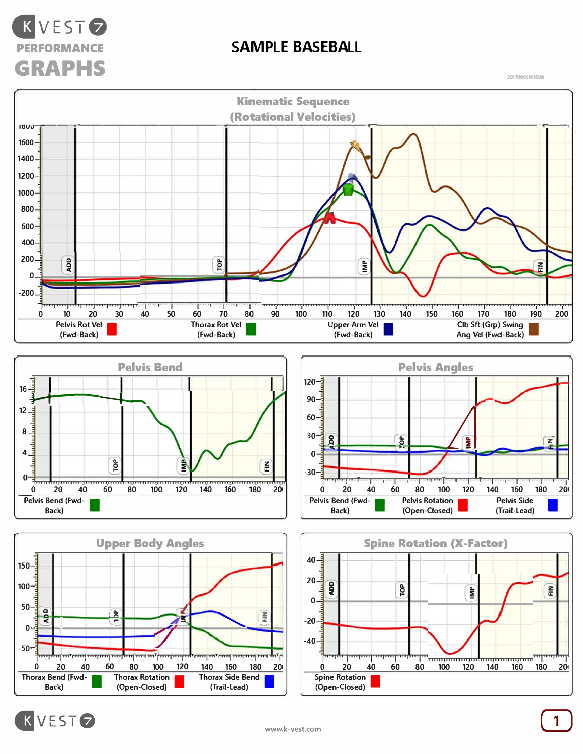KVEST 7 PERFORMANCE GRAPHS

# SAMPLE BASEBALL

20170805101608

## Kinematic Sequence (Rotational Velocities)

Pelvis Rot Vel (Fwd-Back) | Thorax Rot Vel (Fwd-Back) | Upper Arm Vel (Fwd-Back) | Clb Sft (Grp) Swing Ang Vel (Fwd-Back)

## Pelvis Bend

Pelvis Bend (Fwd-Back)

## Pelvis Angles

Pelvis Bend (Fwd-Back) | Pelvis Rotation (Open-Closed) | Pelvis Side (Trail-Lead)

## Upper Body Angles

Thorax Bend (Fwd-Back) | Thorax Rotation (Open-Closed) | Thorax Side Bend (Trail-Lead)

## Spine Rotation (X-Factor)

Spine Rotation (Open-Closed)

www.k-vest.com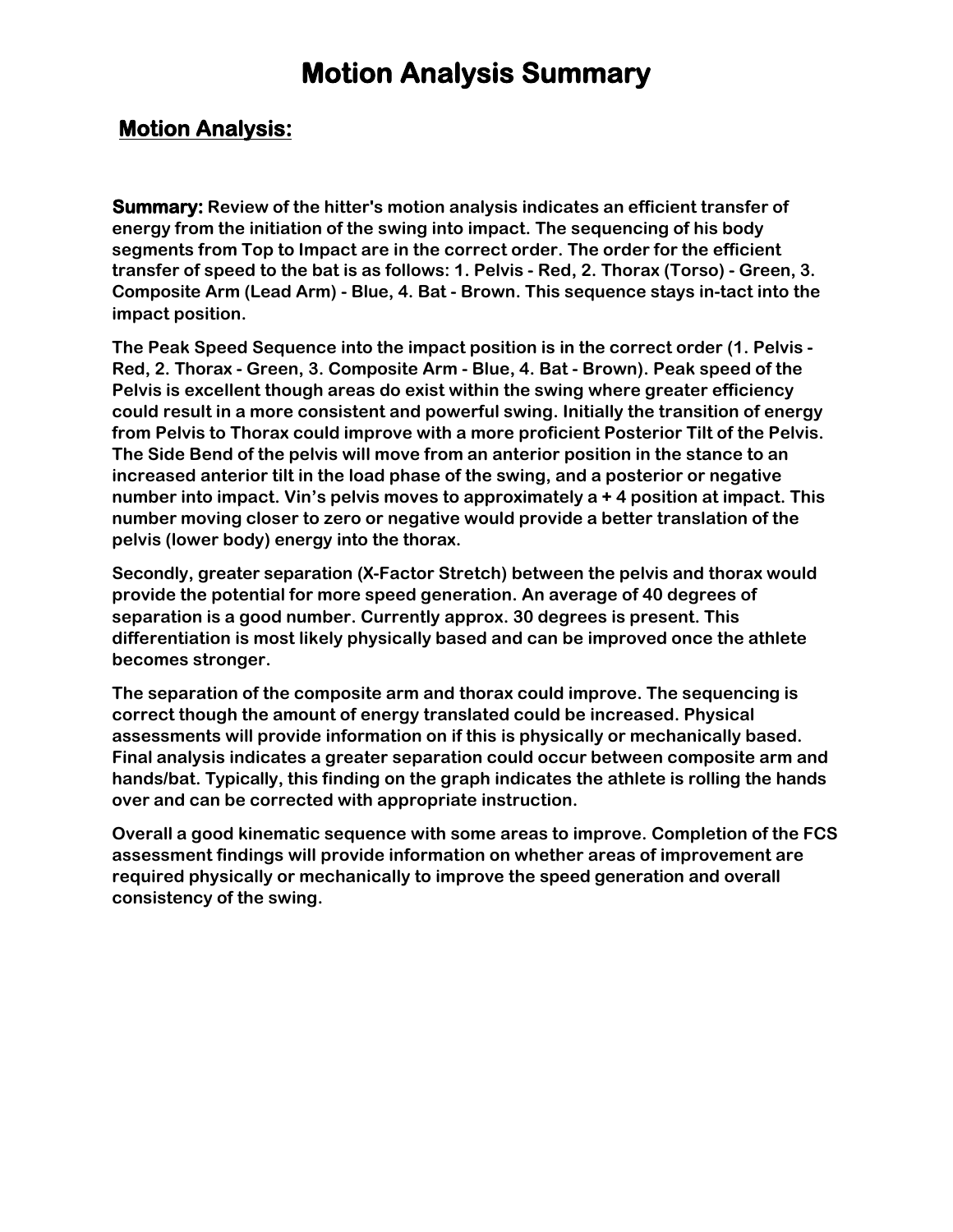# Motion Analysis Summary

## Motion Analysis:

**Summary:** Review of the hitter's motion analysis indicates an efficient transfer of energy from the initiation of the swing into impact. The sequencing of his body segments from Top to Impact are in the correct order. The order for the efficient transfer of speed to the bat is as follows: 1. Pelvis - Red, 2. Thorax (Torso) - Green, 3. Composite Arm (Lead Arm) - Blue, 4. Bat - Brown. This sequence stays in-tact into the impact position.

The Peak Speed Sequence into the impact position is in the correct order (1. Pelvis - Red, 2. Thorax - Green, 3. Composite Arm - Blue, 4. Bat - Brown). Peak speed of the Pelvis is excellent though areas do exist within the swing where greater efficiency could result in a more consistent and powerful swing. Initially the transition of energy from Pelvis to Thorax could improve with a more proficient Posterior Tilt of the Pelvis. The Side Bend of the pelvis will move from an anterior position in the stance to an increased anterior tilt in the load phase of the swing, and a posterior or negative number into impact. Vin's pelvis moves to approximately a + 4 position at impact. This number moving closer to zero or negative would provide a better translation of the pelvis (lower body) energy into the thorax.

Secondly, greater separation (X-Factor Stretch) between the pelvis and thorax would provide the potential for more speed generation. An average of 40 degrees of separation is a good number. Currently approx. 30 degrees is present. This differentiation is most likely physically based and can be improved once the athlete becomes stronger.

The separation of the composite arm and thorax could improve. The sequencing is correct though the amount of energy translated could be increased. Physical assessments will provide information on if this is physically or mechanically based. Final analysis indicates a greater separation could occur between composite arm and hands/bat. Typically, this finding on the graph indicates the athlete is rolling the hands over and can be corrected with appropriate instruction.

Overall a good kinematic sequence with some areas to improve. Completion of the FCS assessment findings will provide information on whether areas of improvement are required physically or mechanically to improve the speed generation and overall consistency of the swing.